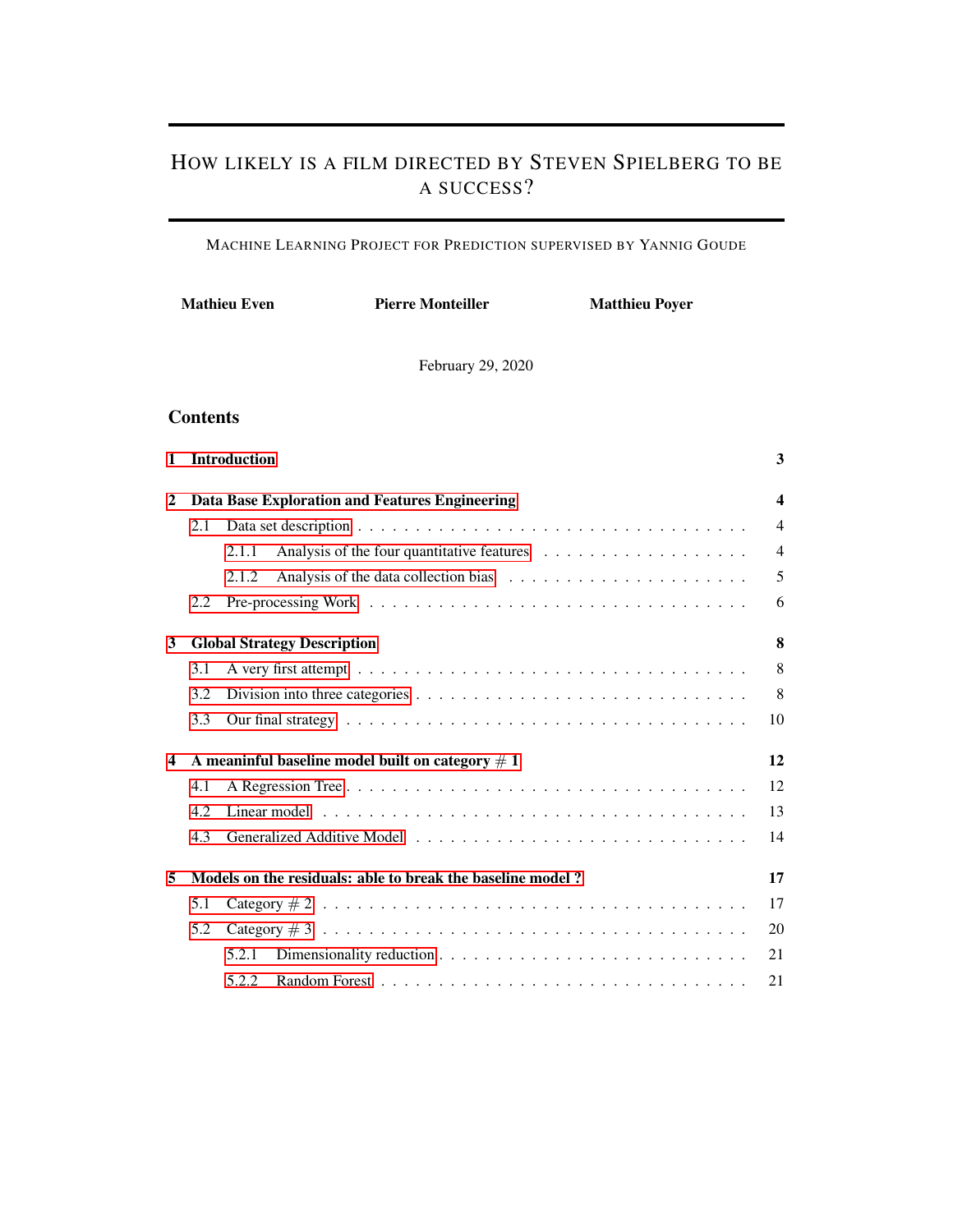# How likely is a film directed by Steven Spielberg to be a success?

Machine Learning Project for Prediction supervised by Yannig Goude

**Mathieu Even** **Pierre Monteiller** **Matthieu Poyer**

February 29, 2020

## Contents

- **1 Introduction** — 3
- **2 Data Base Exploration and Features Engineering** — 4
  - 2.1 Data set description — 4
    - 2.1.1 Analysis of the four quantitative features — 4
    - 2.1.2 Analysis of the data collection bias — 5
  - 2.2 Pre-processing Work — 6
- **3 Global Strategy Description** — 8
  - 3.1 A very first attempt — 8
  - 3.2 Division into three categories — 8
  - 3.3 Our final strategy — 10
- **4 A meaninful baseline model built on category # 1** — 12
  - 4.1 A Regression Tree — 12
  - 4.2 Linear model — 13
  - 4.3 Generalized Additive Model — 14
- **5 Models on the residuals: able to break the baseline model ?** — 17
  - 5.1 Category # 2 — 17
  - 5.2 Category # 3 — 20
    - 5.2.1 Dimensionality reduction — 21
    - 5.2.2 Random Forest — 21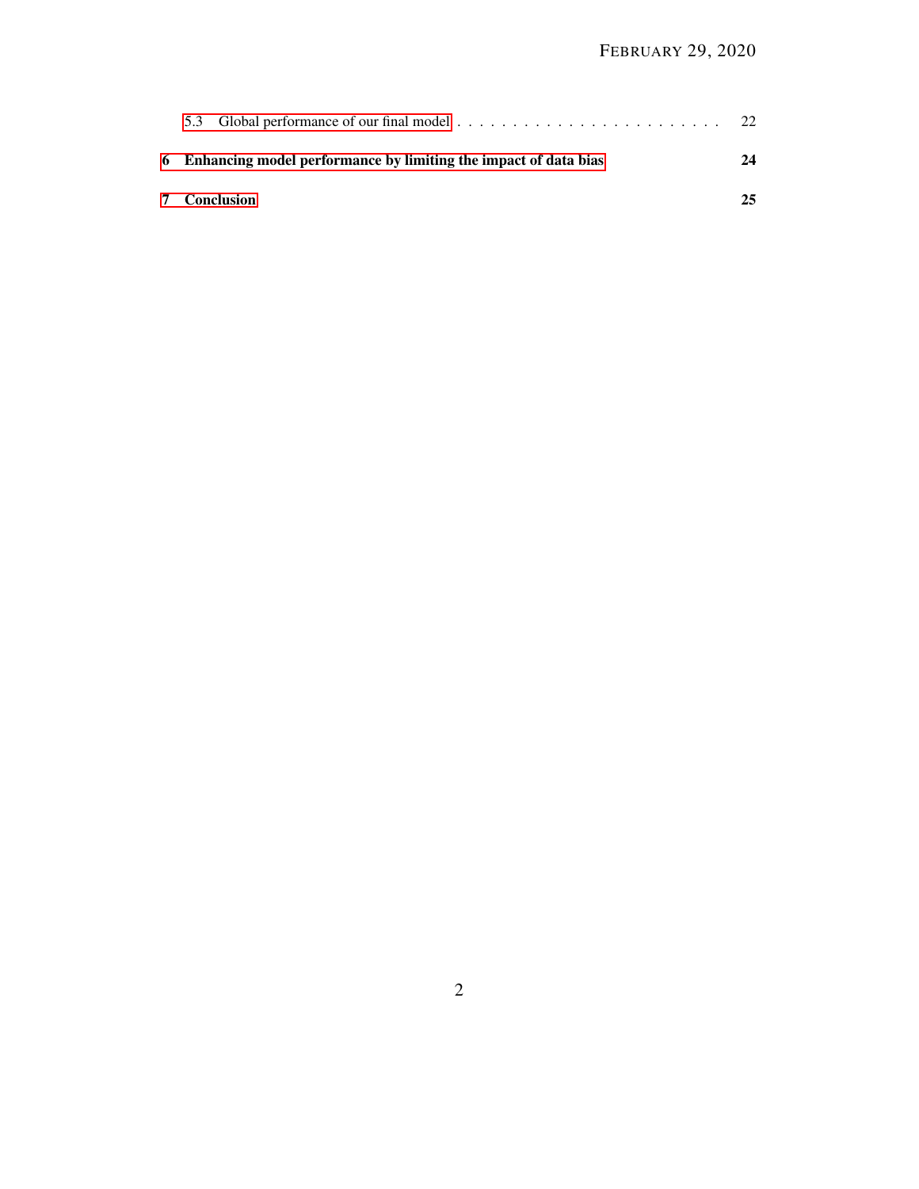5.3 Global performance of our final model . . . . . . . . . . . . . . . . . . . . . . . . 22

**6 Enhancing model performance by limiting the impact of data bias** **24**

**7 Conclusion** **25**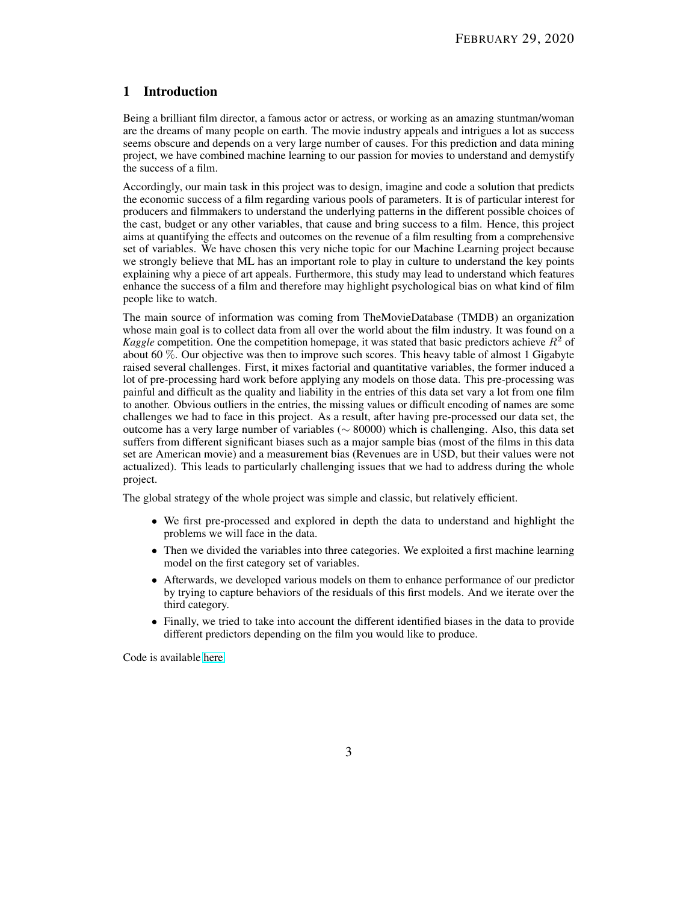# 1 Introduction

Being a brilliant film director, a famous actor or actress, or working as an amazing stuntman/woman are the dreams of many people on earth. The movie industry appeals and intrigues a lot as success seems obscure and depends on a very large number of causes. For this prediction and data mining project, we have combined machine learning to our passion for movies to understand and demystify the success of a film.

Accordingly, our main task in this project was to design, imagine and code a solution that predicts the economic success of a film regarding various pools of parameters. It is of particular interest for producers and filmmakers to understand the underlying patterns in the different possible choices of the cast, budget or any other variables, that cause and bring success to a film. Hence, this project aims at quantifying the effects and outcomes on the revenue of a film resulting from a comprehensive set of variables. We have chosen this very niche topic for our Machine Learning project because we strongly believe that ML has an important role to play in culture to understand the key points explaining why a piece of art appeals. Furthermore, this study may lead to understand which features enhance the success of a film and therefore may highlight psychological bias on what kind of film people like to watch.

The main source of information was coming from TheMovieDatabase (TMDB) an organization whose main goal is to collect data from all over the world about the film industry. It was found on a *Kaggle* competition. One the competition homepage, it was stated that basic predictors achieve $R^2$ of about 60 %. Our objective was then to improve such scores. This heavy table of almost 1 Gigabyte raised several challenges. First, it mixes factorial and quantitative variables, the former induced a lot of pre-processing hard work before applying any models on those data. This pre-processing was painful and difficult as the quality and liability in the entries of this data set vary a lot from one film to another. Obvious outliers in the entries, the missing values or difficult encoding of names are some challenges we had to face in this project. As a result, after having pre-processed our data set, the outcome has a very large number of variables ($\sim$ 80000) which is challenging. Also, this data set suffers from different significant biases such as a major sample bias (most of the films in this data set are American movie) and a measurement bias (Revenues are in USD, but their values were not actualized). This leads to particularly challenging issues that we had to address during the whole project.

The global strategy of the whole project was simple and classic, but relatively efficient.

- We first pre-processed and explored in depth the data to understand and highlight the problems we will face in the data.
- Then we divided the variables into three categories. We exploited a first machine learning model on the first category set of variables.
- Afterwards, we developed various models on them to enhance performance of our predictor by trying to capture behaviors of the residuals of this first models. And we iterate over the third category.
- Finally, we tried to take into account the different identified biases in the data to provide different predictors depending on the film you would like to produce.

Code is available here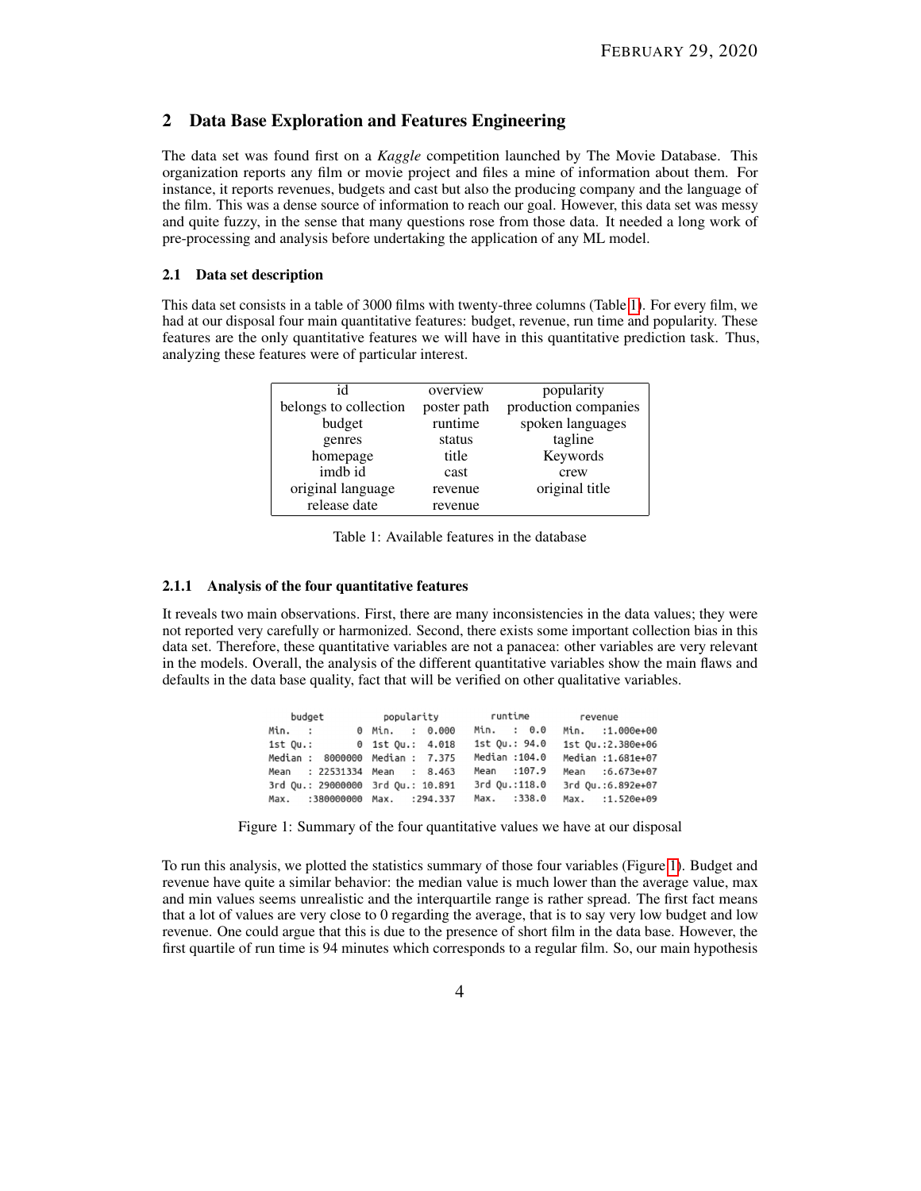## 2 Data Base Exploration and Features Engineering

The data set was found first on a *Kaggle* competition launched by The Movie Database. This organization reports any film or movie project and files a mine of information about them. For instance, it reports revenues, budgets and cast but also the producing company and the language of the film. This was a dense source of information to reach our goal. However, this data set was messy and quite fuzzy, in the sense that many questions rose from those data. It needed a long work of pre-processing and analysis before undertaking the application of any ML model.

### 2.1 Data set description

This data set consists in a table of 3000 films with twenty-three columns (Table 1). For every film, we had at our disposal four main quantitative features: budget, revenue, run time and popularity. These features are the only quantitative features we will have in this quantitative prediction task. Thus, analyzing these features were of particular interest.

| | | |
|---|---|---|
| id | overview | popularity |
| belongs to collection | poster path | production companies |
| budget | runtime | spoken languages |
| genres | status | tagline |
| homepage | title | Keywords |
| imdb id | cast | crew |
| original language | revenue | original title |
| release date | revenue | |

Table 1: Available features in the database

#### 2.1.1 Analysis of the four quantitative features

It reveals two main observations. First, there are many inconsistencies in the data values; they were not reported very carefully or harmonized. Second, there exists some important collection bias in this data set. Therefore, these quantitative variables are not a panacea: other variables are very relevant in the models. Overall, the analysis of the different quantitative variables show the main flaws and defaults in the data base quality, fact that will be verified on other qualitative variables.

```
    budget              popularity          runtime          revenue
 Min.   :        0   Min.   :  0.000   Min.   :  0.0   Min.   :1.000e+00
 1st Qu.:        0   1st Qu.:  4.018   1st Qu.: 94.0   1st Qu.:2.380e+06
 Median :  8000000   Median :  7.375   Median :104.0   Median :1.681e+07
 Mean   : 22531334   Mean   :  8.463   Mean   :107.9   Mean   :6.673e+07
 3rd Qu.: 29000000   3rd Qu.: 10.891   3rd Qu.:118.0   3rd Qu.:6.892e+07
 Max.   :380000000   Max.   :294.337   Max.   :338.0   Max.   :1.520e+09
```

Figure 1: Summary of the four quantitative values we have at our disposal

To run this analysis, we plotted the statistics summary of those four variables (Figure 1). Budget and revenue have quite a similar behavior: the median value is much lower than the average value, max and min values seems unrealistic and the interquartile range is rather spread. The first fact means that a lot of values are very close to 0 regarding the average, that is to say very low budget and low revenue. One could argue that this is due to the presence of short film in the data base. However, the first quartile of run time is 94 minutes which corresponds to a regular film. So, our main hypothesis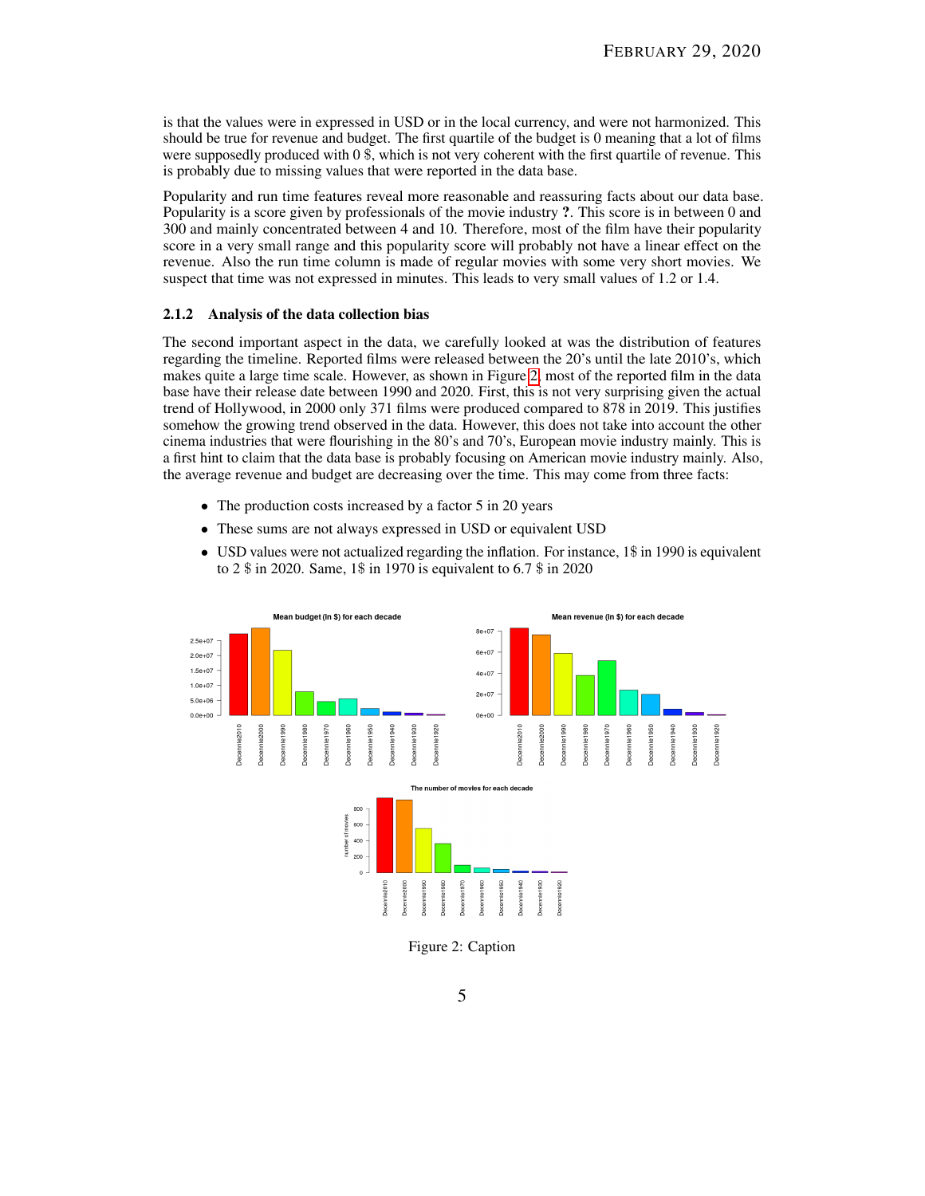is that the values were in expressed in USD or in the local currency, and were not harmonized. This should be true for revenue and budget. The first quartile of the budget is 0 meaning that a lot of films were supposedly produced with 0 $, which is not very coherent with the first quartile of revenue. This is probably due to missing values that were reported in the data base.

Popularity and run time features reveal more reasonable and reassuring facts about our data base. Popularity is a score given by professionals of the movie industry **?**. This score is in between 0 and 300 and mainly concentrated between 4 and 10. Therefore, most of the film have their popularity score in a very small range and this popularity score will probably not have a linear effect on the revenue. Also the run time column is made of regular movies with some very short movies. We suspect that time was not expressed in minutes. This leads to very small values of 1.2 or 1.4.

### 2.1.2 Analysis of the data collection bias

The second important aspect in the data, we carefully looked at was the distribution of features regarding the timeline. Reported films were released between the 20's until the late 2010's, which makes quite a large time scale. However, as shown in Figure 2, most of the reported film in the data base have their release date between 1990 and 2020. First, this is not very surprising given the actual trend of Hollywood, in 2000 only 371 films were produced compared to 878 in 2019. This justifies somehow the growing trend observed in the data. However, this does not take into account the other cinema industries that were flourishing in the 80's and 70's, European movie industry mainly. This is a first hint to claim that the data base is probably focusing on American movie industry mainly. Also, the average revenue and budget are decreasing over the time. This may come from three facts:

- The production costs increased by a factor 5 in 20 years
- These sums are not always expressed in USD or equivalent USD
- USD values were not actualized regarding the inflation. For instance, 1$ in 1990 is equivalent to 2 $ in 2020. Same, 1$ in 1970 is equivalent to 6.7 $ in 2020

Figure 2: Caption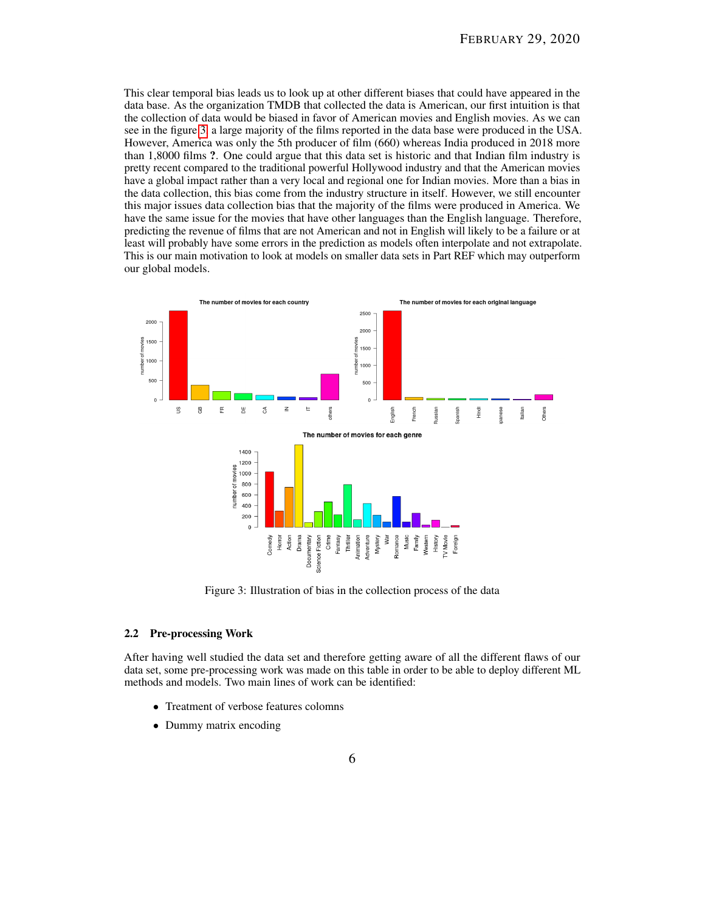This clear temporal bias leads us to look up at other different biases that could have appeared in the data base. As the organization TMDB that collected the data is American, our first intuition is that the collection of data would be biased in favor of American movies and English movies. As we can see in the figure 3, a large majority of the films reported in the data base were produced in the USA. However, America was only the 5th producer of film (660) whereas India produced in 2018 more than 1,8000 films **?**. One could argue that this data set is historic and that Indian film industry is pretty recent compared to the traditional powerful Hollywood industry and that the American movies have a global impact rather than a very local and regional one for Indian movies. More than a bias in the data collection, this bias come from the industry structure in itself. However, we still encounter this major issues data collection bias that the majority of the films were produced in America. We have the same issue for the movies that have other languages than the English language. Therefore, predicting the revenue of films that are not American and not in English will likely to be a failure or at least will probably have some errors in the prediction as models often interpolate and not extrapolate. This is our main motivation to look at models on smaller data sets in Part REF which may outperform our global models.

Figure 3: Illustration of bias in the collection process of the data

## 2.2 Pre-processing Work

After having well studied the data set and therefore getting aware of all the different flaws of our data set, some pre-processing work was made on this table in order to be able to deploy different ML methods and models. Two main lines of work can be identified:

- Treatment of verbose features colomns
- Dummy matrix encoding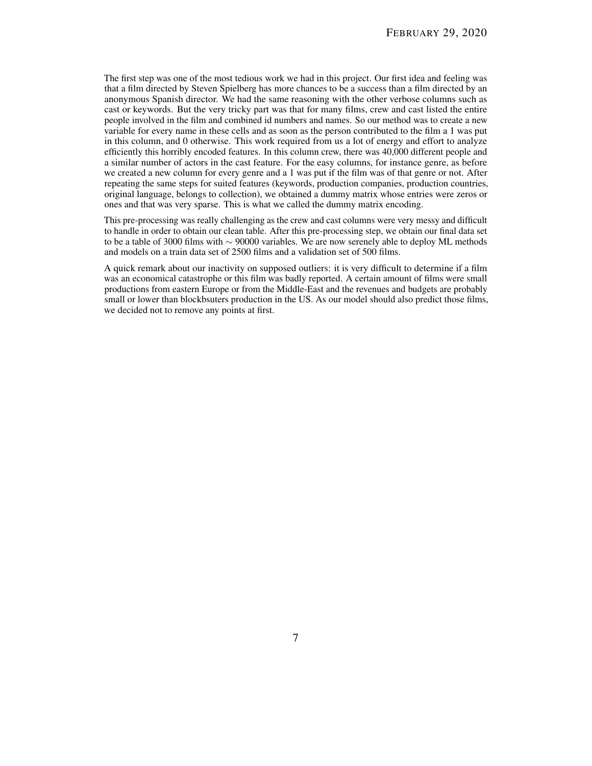The first step was one of the most tedious work we had in this project. Our first idea and feeling was that a film directed by Steven Spielberg has more chances to be a success than a film directed by an anonymous Spanish director. We had the same reasoning with the other verbose columns such as cast or keywords. But the very tricky part was that for many films, crew and cast listed the entire people involved in the film and combined id numbers and names. So our method was to create a new variable for every name in these cells and as soon as the person contributed to the film a 1 was put in this column, and 0 otherwise. This work required from us a lot of energy and effort to analyze efficiently this horribly encoded features. In this column crew, there was 40,000 different people and a similar number of actors in the cast feature. For the easy columns, for instance genre, as before we created a new column for every genre and a 1 was put if the film was of that genre or not. After repeating the same steps for suited features (keywords, production companies, production countries, original language, belongs to collection), we obtained a dummy matrix whose entries were zeros or ones and that was very sparse. This is what we called the dummy matrix encoding.

This pre-processing was really challenging as the crew and cast columns were very messy and difficult to handle in order to obtain our clean table. After this pre-processing step, we obtain our final data set to be a table of 3000 films with $\sim$ 90000 variables. We are now serenely able to deploy ML methods and models on a train data set of 2500 films and a validation set of 500 films.

A quick remark about our inactivity on supposed outliers: it is very difficult to determine if a film was an economical catastrophe or this film was badly reported. A certain amount of films were small productions from eastern Europe or from the Middle-East and the revenues and budgets are probably small or lower than blockbsuters production in the US. As our model should also predict those films, we decided not to remove any points at first.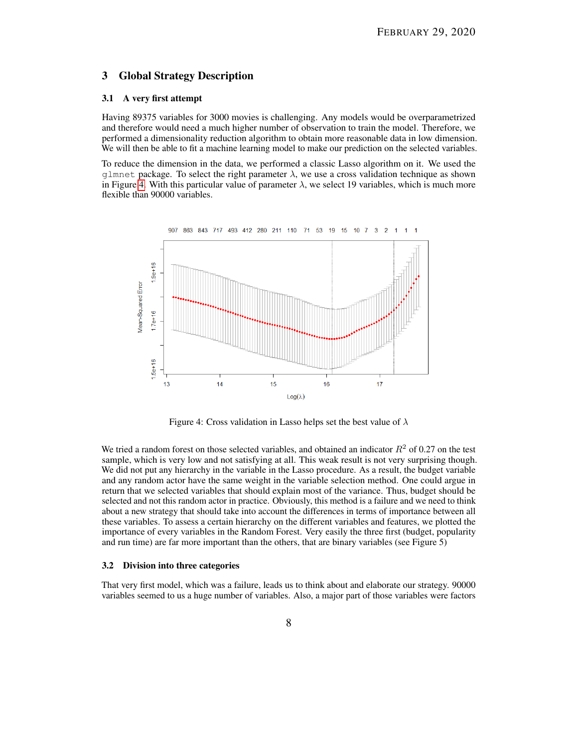## 3 Global Strategy Description

### 3.1 A very first attempt

Having 89375 variables for 3000 movies is challenging. Any models would be overparametrized and therefore would need a much higher number of observation to train the model. Therefore, we performed a dimensionality reduction algorithm to obtain more reasonable data in low dimension. We will then be able to fit a machine learning model to make our prediction on the selected variables.

To reduce the dimension in the data, we performed a classic Lasso algorithm on it. We used the `glmnet` package. To select the right parameter $\lambda$, we use a cross validation technique as shown in Figure 4. With this particular value of parameter $\lambda$, we select 19 variables, which is much more flexible than 90000 variables.

Figure 4: Cross validation in Lasso helps set the best value of $\lambda$

We tried a random forest on those selected variables, and obtained an indicator $R^2$ of 0.27 on the test sample, which is very low and not satisfying at all. This weak result is not very surprising though. We did not put any hierarchy in the variable in the Lasso procedure. As a result, the budget variable and any random actor have the same weight in the variable selection method. One could argue in return that we selected variables that should explain most of the variance. Thus, budget should be selected and not this random actor in practice. Obviously, this method is a failure and we need to think about a new strategy that should take into account the differences in terms of importance between all these variables. To assess a certain hierarchy on the different variables and features, we plotted the importance of every variables in the Random Forest. Very easily the three first (budget, popularity and run time) are far more important than the others, that are binary variables (see Figure 5)

### 3.2 Division into three categories

That very first model, which was a failure, leads us to think about and elaborate our strategy. 90000 variables seemed to us a huge number of variables. Also, a major part of those variables were factors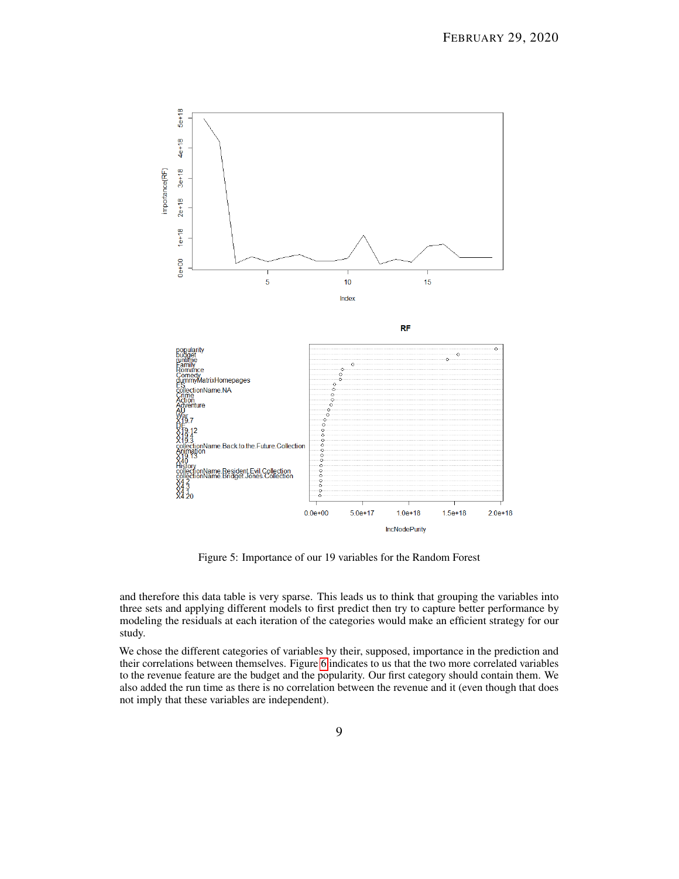Figure 5: Importance of our 19 variables for the Random Forest

and therefore this data table is very sparse. This leads us to think that grouping the variables into three sets and applying different models to first predict then try to capture better performance by modeling the residuals at each iteration of the categories would make an efficient strategy for our study.

We chose the different categories of variables by their, supposed, importance in the prediction and their correlations between themselves. Figure 6 indicates to us that the two more correlated variables to the revenue feature are the budget and the popularity. Our first category should contain them. We also added the run time as there is no correlation between the revenue and it (even though that does not imply that these variables are independent).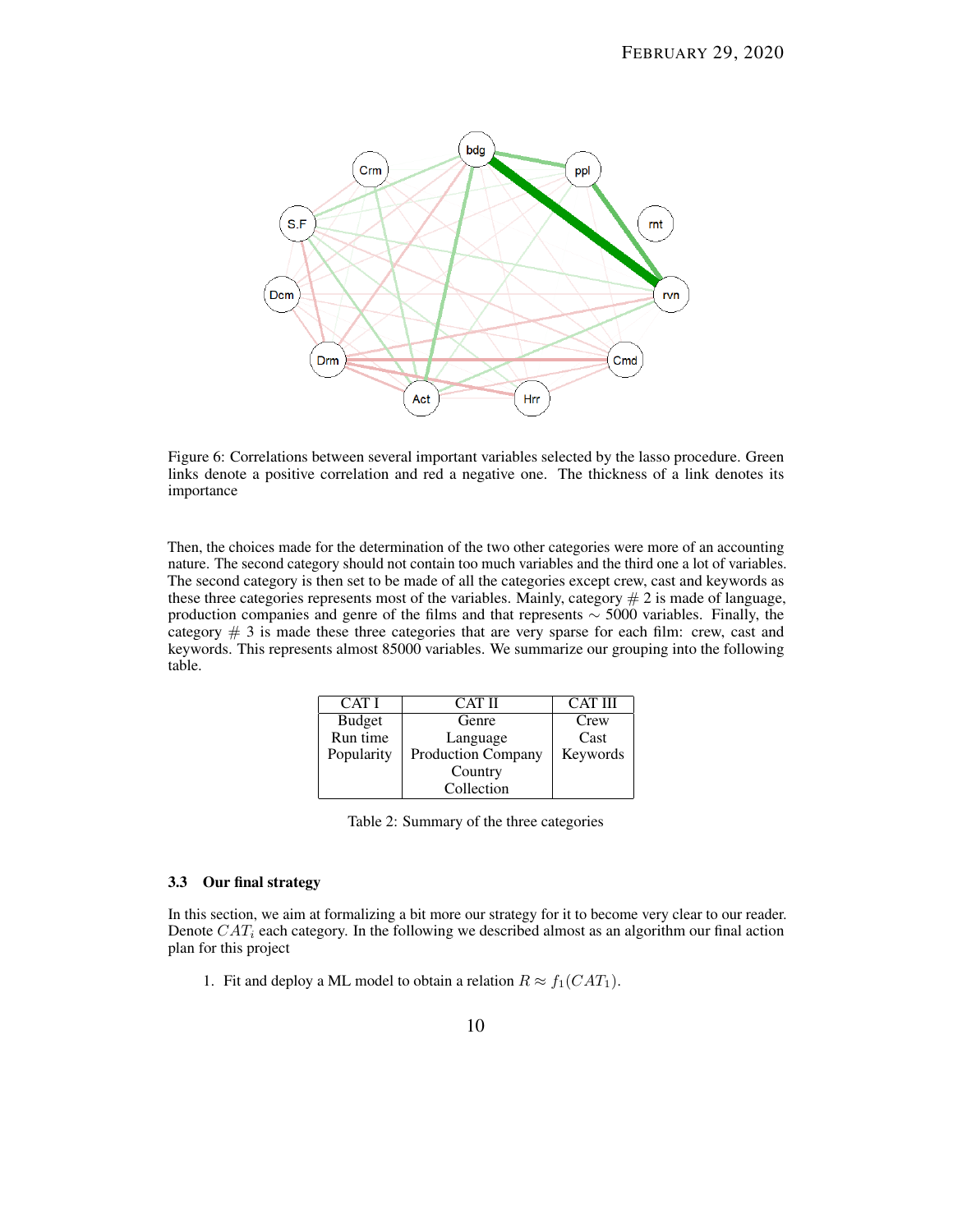Figure 6: Correlations between several important variables selected by the lasso procedure. Green links denote a positive correlation and red a negative one. The thickness of a link denotes its importance

Then, the choices made for the determination of the two other categories were more of an accounting nature. The second category should not contain too much variables and the third one a lot of variables. The second category is then set to be made of all the categories except crew, cast and keywords as these three categories represents most of the variables. Mainly, category # 2 is made of language, production companies and genre of the films and that represents $\sim$ 5000 variables. Finally, the category # 3 is made these three categories that are very sparse for each film: crew, cast and keywords. This represents almost 85000 variables. We summarize our grouping into the following table.

| CAT I | CAT II | CAT III |
|---|---|---|
| Budget | Genre | Crew |
| Run time | Language | Cast |
| Popularity | Production Company | Keywords |
| | Country | |
| | Collection | |

Table 2: Summary of the three categories

### 3.3 Our final strategy

In this section, we aim at formalizing a bit more our strategy for it to become very clear to our reader. Denote $CAT_i$ each category. In the following we described almost as an algorithm our final action plan for this project

1. Fit and deploy a ML model to obtain a relation $R \approx f_1(CAT_1)$.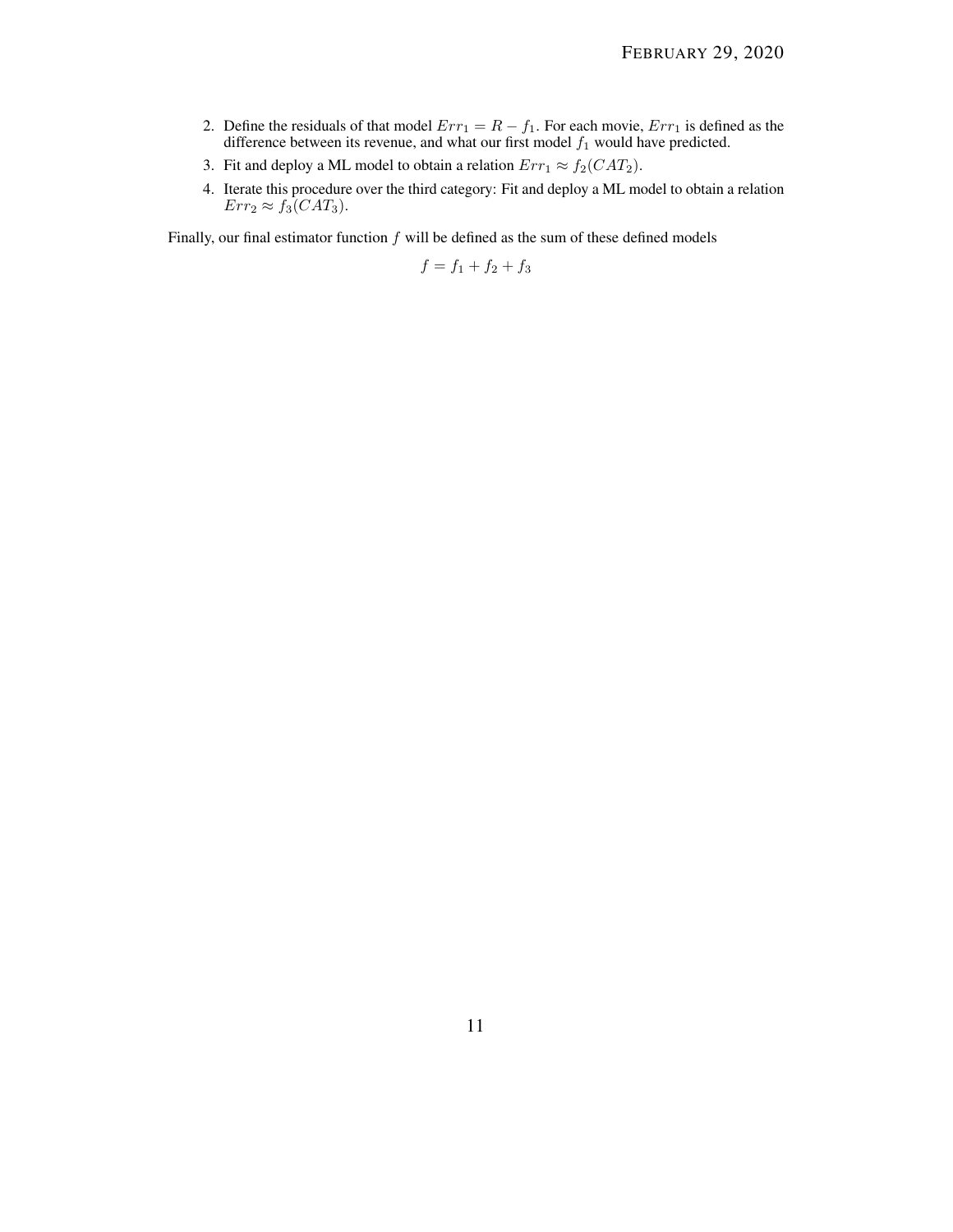2. Define the residuals of that model $Err_1 = R - f_1$. For each movie, $Err_1$ is defined as the difference between its revenue, and what our first model $f_1$ would have predicted.
3. Fit and deploy a ML model to obtain a relation $Err_1 \approx f_2(CAT_2)$.
4. Iterate this procedure over the third category: Fit and deploy a ML model to obtain a relation $Err_2 \approx f_3(CAT_3)$.

Finally, our final estimator function $f$ will be defined as the sum of these defined models

$$f = f_1 + f_2 + f_3$$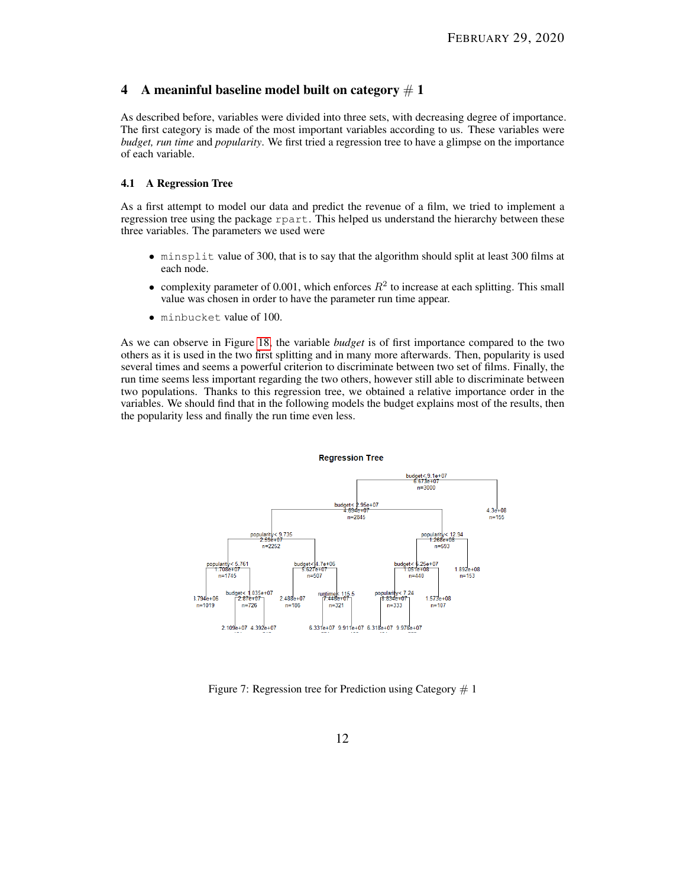## 4 A meaninful baseline model built on category # 1

As described before, variables were divided into three sets, with decreasing degree of importance. The first category is made of the most important variables according to us. These variables were *budget, run time* and *popularity*. We first tried a regression tree to have a glimpse on the importance of each variable.

### 4.1 A Regression Tree

As a first attempt to model our data and predict the revenue of a film, we tried to implement a regression tree using the package `rpart`. This helped us understand the hierarchy between these three variables. The parameters we used were

- `minsplit` value of 300, that is to say that the algorithm should split at least 300 films at each node.
- complexity parameter of 0.001, which enforces $R^2$ to increase at each splitting. This small value was chosen in order to have the parameter run time appear.
- `minbucket` value of 100.

As we can observe in Figure 18, the variable *budget* is of first importance compared to the two others as it is used in the two first splitting and in many more afterwards. Then, popularity is used several times and seems a powerful criterion to discriminate between two set of films. Finally, the run time seems less important regarding the two others, however still able to discriminate between two populations. Thanks to this regression tree, we obtained a relative importance order in the variables. We should find that in the following models the budget explains most of the results, then the popularity less and finally the run time even less.

Figure 7: Regression tree for Prediction using Category # 1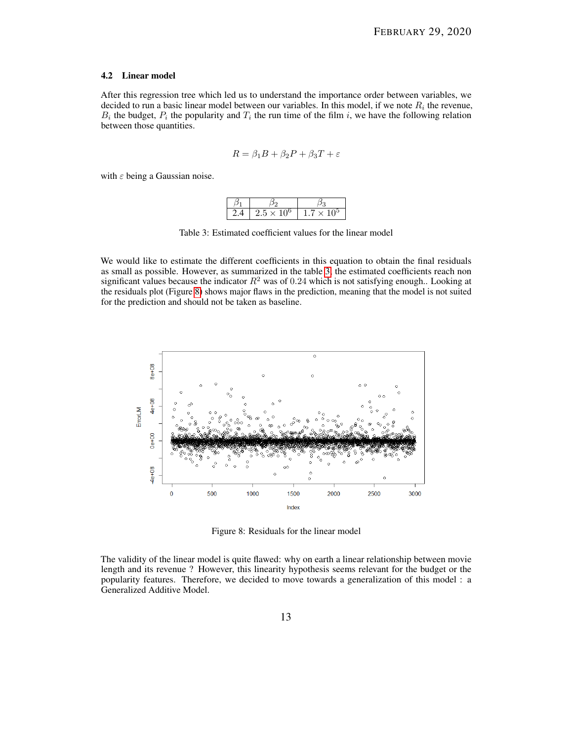### 4.2 Linear model

After this regression tree which led us to understand the importance order between variables, we decided to run a basic linear model between our variables. In this model, if we note $R_i$ the revenue, $B_i$ the budget, $P_i$ the popularity and $T_i$ the run time of the film $i$, we have the following relation between those quantities.

$$R = \beta_1 B + \beta_2 P + \beta_3 T + \varepsilon$$

with $\varepsilon$ being a Gaussian noise.

| $\beta_1$ | $\beta_2$ | $\beta_3$ |
| --- | --- | --- |
| 2.4 | $2.5 \times 10^6$ | $1.7 \times 10^5$ |

Table 3: Estimated coefficient values for the linear model

We would like to estimate the different coefficients in this equation to obtain the final residuals as small as possible. However, as summarized in the table 3, the estimated coefficients reach non significant values because the indicator $R^2$ was of 0.24 which is not satisfying enough.. Looking at the residuals plot (Figure 8) shows major flaws in the prediction, meaning that the model is not suited for the prediction and should not be taken as baseline.

Figure 8: Residuals for the linear model

The validity of the linear model is quite flawed: why on earth a linear relationship between movie length and its revenue ? However, this linearity hypothesis seems relevant for the budget or the popularity features. Therefore, we decided to move towards a generalization of this model : a Generalized Additive Model.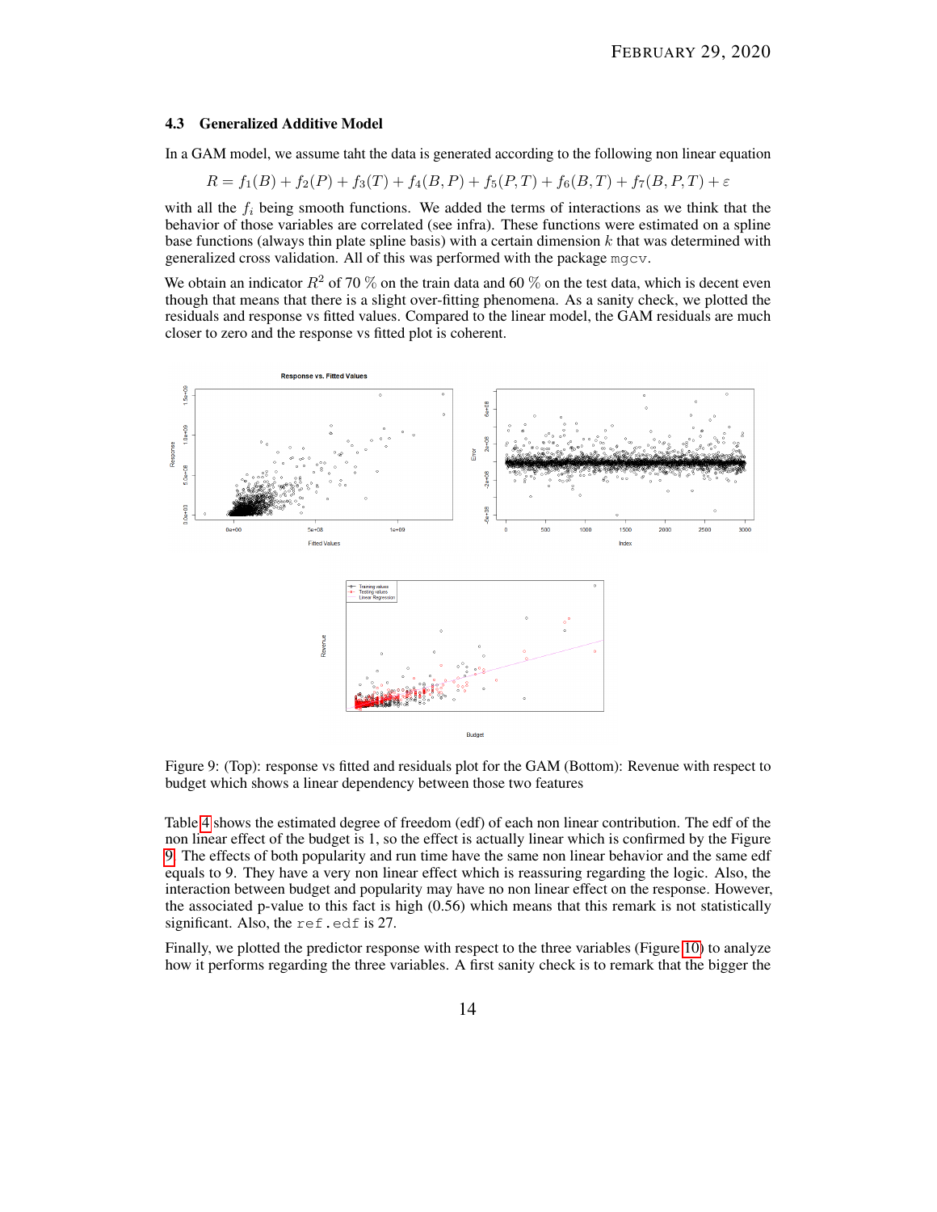### 4.3 Generalized Additive Model

In a GAM model, we assume taht the data is generated according to the following non linear equation

$$R = f_1(B) + f_2(P) + f_3(T) + f_4(B,P) + f_5(P,T) + f_6(B,T) + f_7(B,P,T) + \varepsilon$$

with all the $f_i$ being smooth functions. We added the terms of interactions as we think that the behavior of those variables are correlated (see infra). These functions were estimated on a spline base functions (always thin plate spline basis) with a certain dimension $k$ that was determined with generalized cross validation. All of this was performed with the package mgcv.

We obtain an indicator $R^2$ of 70 % on the train data and 60 % on the test data, which is decent even though that means that there is a slight over-fitting phenomena. As a sanity check, we plotted the residuals and response vs fitted values. Compared to the linear model, the GAM residuals are much closer to zero and the response vs fitted plot is coherent.

Figure 9: (Top): response vs fitted and residuals plot for the GAM (Bottom): Revenue with respect to budget which shows a linear dependency between those two features

Table 4 shows the estimated degree of freedom (edf) of each non linear contribution. The edf of the non linear effect of the budget is 1, so the effect is actually linear which is confirmed by the Figure 9. The effects of both popularity and run time have the same non linear behavior and the same edf equals to 9. They have a very non linear effect which is reassuring regarding the logic. Also, the interaction between budget and popularity may have no non linear effect on the response. However, the associated p-value to this fact is high (0.56) which means that this remark is not statistically significant. Also, the ref.edf is 27.

Finally, we plotted the predictor response with respect to the three variables (Figure 10) to analyze how it performs regarding the three variables. A first sanity check is to remark that the bigger the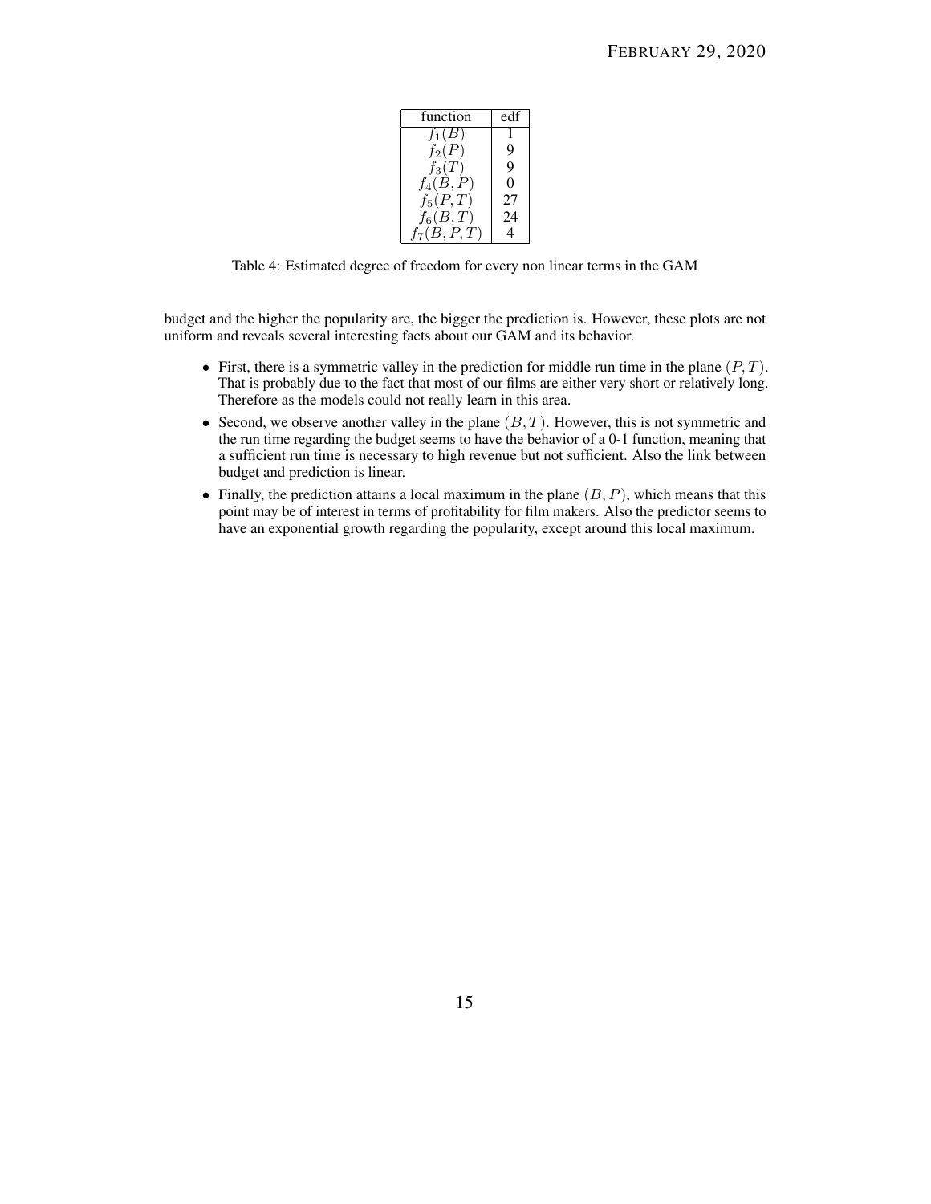| function | edf |
|---|---|
| $f_1(B)$ | 1 |
| $f_2(P)$ | 9 |
| $f_3(T)$ | 9 |
| $f_4(B,P)$ | 0 |
| $f_5(P,T)$ | 27 |
| $f_6(B,T)$ | 24 |
| $f_7(B,P,T)$ | 4 |

Table 4: Estimated degree of freedom for every non linear terms in the GAM

budget and the higher the popularity are, the bigger the prediction is. However, these plots are not uniform and reveals several interesting facts about our GAM and its behavior.

- First, there is a symmetric valley in the prediction for middle run time in the plane $(P, T)$. That is probably due to the fact that most of our films are either very short or relatively long. Therefore as the models could not really learn in this area.
- Second, we observe another valley in the plane $(B, T)$. However, this is not symmetric and the run time regarding the budget seems to have the behavior of a 0-1 function, meaning that a sufficient run time is necessary to high revenue but not sufficient. Also the link between budget and prediction is linear.
- Finally, the prediction attains a local maximum in the plane $(B, P)$, which means that this point may be of interest in terms of profitability for film makers. Also the predictor seems to have an exponential growth regarding the popularity, except around this local maximum.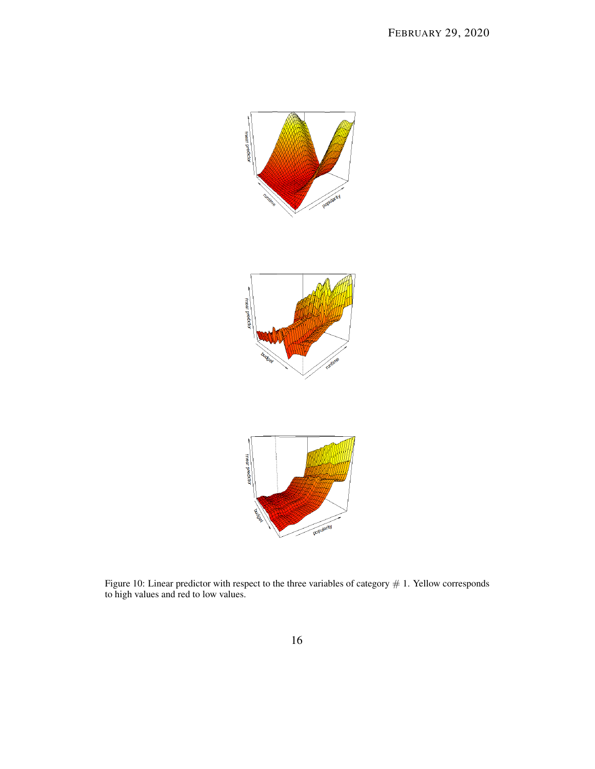Figure 10: Linear predictor with respect to the three variables of category # 1. Yellow corresponds to high values and red to low values.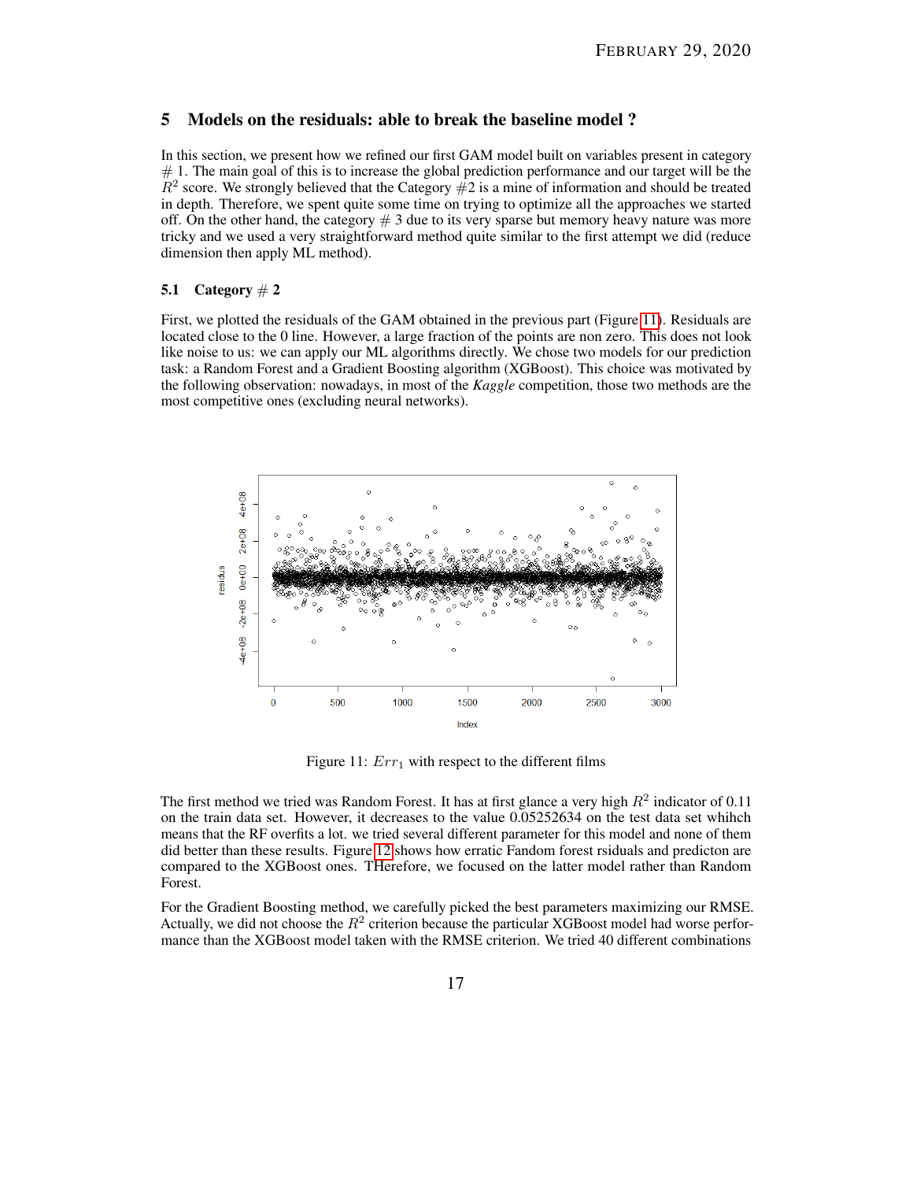## 5 Models on the residuals: able to break the baseline model ?

In this section, we present how we refined our first GAM model built on variables present in category # 1. The main goal of this is to increase the global prediction performance and our target will be the $R^2$ score. We strongly believed that the Category #2 is a mine of information and should be treated in depth. Therefore, we spent quite some time on trying to optimize all the approaches we started off. On the other hand, the category # 3 due to its very sparse but memory heavy nature was more tricky and we used a very straightforward method quite similar to the first attempt we did (reduce dimension then apply ML method).

### 5.1 Category # 2

First, we plotted the residuals of the GAM obtained in the previous part (Figure 11). Residuals are located close to the 0 line. However, a large fraction of the points are non zero. This does not look like noise to us: we can apply our ML algorithms directly. We chose two models for our prediction task: a Random Forest and a Gradient Boosting algorithm (XGBoost). This choice was motivated by the following observation: nowadays, in most of the *Kaggle* competition, those two methods are the most competitive ones (excluding neural networks).

Figure 11: $Err_1$ with respect to the different films

The first method we tried was Random Forest. It has at first glance a very high $R^2$ indicator of 0.11 on the train data set. However, it decreases to the value 0.05252634 on the test data set whihch means that the RF overfits a lot. we tried several different parameter for this model and none of them did better than these results. Figure 12 shows how erratic Fandom forest rsiduals and predicton are compared to the XGBoost ones. THerefore, we focused on the latter model rather than Random Forest.

For the Gradient Boosting method, we carefully picked the best parameters maximizing our RMSE. Actually, we did not choose the $R^2$ criterion because the particular XGBoost model had worse performance than the XGBoost model taken with the RMSE criterion. We tried 40 different combinations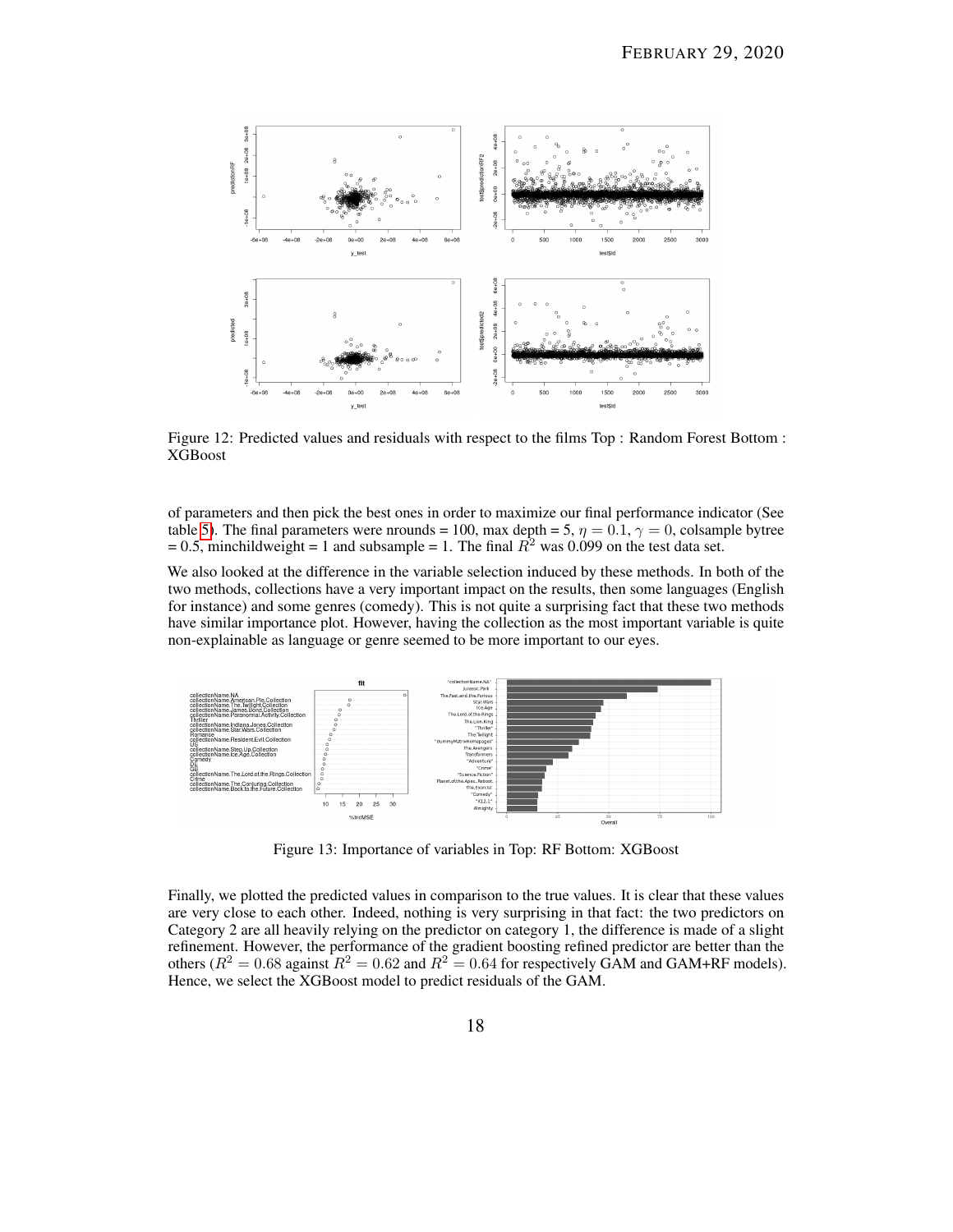Figure 12: Predicted values and residuals with respect to the films Top : Random Forest Bottom : XGBoost

of parameters and then pick the best ones in order to maximize our final performance indicator (See table 5). The final parameters were nrounds = 100, max depth = 5, $\eta = 0.1$, $\gamma = 0$, colsample bytree = 0.5, minchildweight = 1 and subsample = 1. The final $R^2$ was 0.099 on the test data set.

We also looked at the difference in the variable selection induced by these methods. In both of the two methods, collections have a very important impact on the results, then some languages (English for instance) and some genres (comedy). This is not quite a surprising fact that these two methods have similar importance plot. However, having the collection as the most important variable is quite non-explainable as language or genre seemed to be more important to our eyes.

Figure 13: Importance of variables in Top: RF Bottom: XGBoost

Finally, we plotted the predicted values in comparison to the true values. It is clear that these values are very close to each other. Indeed, nothing is very surprising in that fact: the two predictors on Category 2 are all heavily relying on the predictor on category 1, the difference is made of a slight refinement. However, the performance of the gradient boosting refined predictor are better than the others ($R^2 = 0.68$ against $R^2 = 0.62$ and $R^2 = 0.64$ for respectively GAM and GAM+RF models). Hence, we select the XGBoost model to predict residuals of the GAM.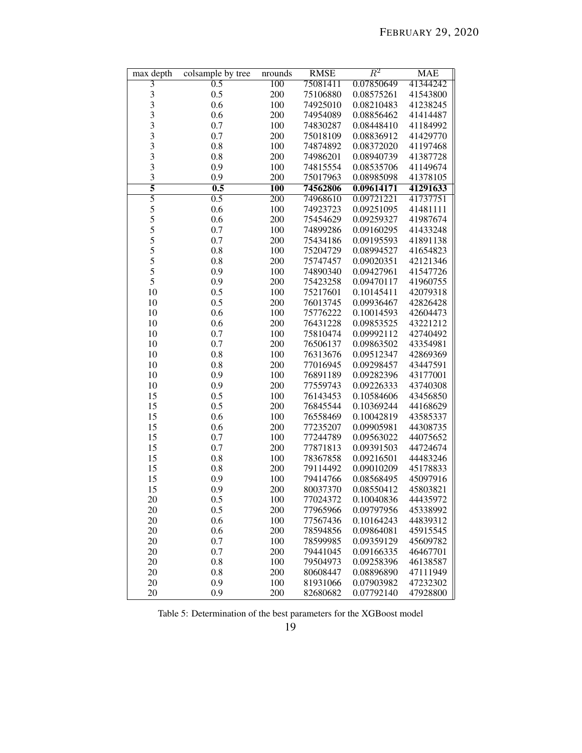| max depth | colsample by tree | nrounds | RMSE | $R^2$ | MAE |
|---|---|---|---|---|---|
| 3 | 0.5 | 100 | 75081411 | 0.07850649 | 41344242 |
| 3 | 0.5 | 200 | 75106880 | 0.08575261 | 41543800 |
| 3 | 0.6 | 100 | 74925010 | 0.08210483 | 41238245 |
| 3 | 0.6 | 200 | 74954089 | 0.08856462 | 41414487 |
| 3 | 0.7 | 100 | 74830287 | 0.08448410 | 41184992 |
| 3 | 0.7 | 200 | 75018109 | 0.08836912 | 41429770 |
| 3 | 0.8 | 100 | 74874892 | 0.08372020 | 41197468 |
| 3 | 0.8 | 200 | 74986201 | 0.08940739 | 41387728 |
| 3 | 0.9 | 100 | 74815554 | 0.08535706 | 41149674 |
| 3 | 0.9 | 200 | 75017963 | 0.08985098 | 41378105 |
| **5** | **0.5** | **100** | **74562806** | **0.09614171** | **41291633** |
| 5 | 0.5 | 200 | 74968610 | 0.09721221 | 41737751 |
| 5 | 0.6 | 100 | 74923723 | 0.09251095 | 41481111 |
| 5 | 0.6 | 200 | 75454629 | 0.09259327 | 41987674 |
| 5 | 0.7 | 100 | 74899286 | 0.09160295 | 41433248 |
| 5 | 0.7 | 200 | 75434186 | 0.09195593 | 41891138 |
| 5 | 0.8 | 100 | 75204729 | 0.08994527 | 41654823 |
| 5 | 0.8 | 200 | 75747457 | 0.09020351 | 42121346 |
| 5 | 0.9 | 100 | 74890340 | 0.09427961 | 41547726 |
| 5 | 0.9 | 200 | 75423258 | 0.09470117 | 41960755 |
| 10 | 0.5 | 100 | 75217601 | 0.10145411 | 42079318 |
| 10 | 0.5 | 200 | 76013745 | 0.09936467 | 42826428 |
| 10 | 0.6 | 100 | 75776222 | 0.10014593 | 42604473 |
| 10 | 0.6 | 200 | 76431228 | 0.09853525 | 43221212 |
| 10 | 0.7 | 100 | 75810474 | 0.09992112 | 42740492 |
| 10 | 0.7 | 200 | 76506137 | 0.09863502 | 43354981 |
| 10 | 0.8 | 100 | 76313676 | 0.09512347 | 42869369 |
| 10 | 0.8 | 200 | 77016945 | 0.09298457 | 43447591 |
| 10 | 0.9 | 100 | 76891189 | 0.09282396 | 43177001 |
| 10 | 0.9 | 200 | 77559743 | 0.09226333 | 43740308 |
| 15 | 0.5 | 100 | 76143453 | 0.10584606 | 43456850 |
| 15 | 0.5 | 200 | 76845544 | 0.10369244 | 44168629 |
| 15 | 0.6 | 100 | 76558469 | 0.10042819 | 43585337 |
| 15 | 0.6 | 200 | 77235207 | 0.09905981 | 44308735 |
| 15 | 0.7 | 100 | 77244789 | 0.09563022 | 44075652 |
| 15 | 0.7 | 200 | 77871813 | 0.09391503 | 44724674 |
| 15 | 0.8 | 100 | 78367858 | 0.09216501 | 44483246 |
| 15 | 0.8 | 200 | 79114492 | 0.09010209 | 45178833 |
| 15 | 0.9 | 100 | 79414766 | 0.08568495 | 45097916 |
| 15 | 0.9 | 200 | 80037370 | 0.08550412 | 45803821 |
| 20 | 0.5 | 100 | 77024372 | 0.10040836 | 44435972 |
| 20 | 0.5 | 200 | 77965966 | 0.09797956 | 45338992 |
| 20 | 0.6 | 100 | 77567436 | 0.10164243 | 44839312 |
| 20 | 0.6 | 200 | 78594856 | 0.09864081 | 45915545 |
| 20 | 0.7 | 100 | 78599985 | 0.09359129 | 45609782 |
| 20 | 0.7 | 200 | 79441045 | 0.09166335 | 46467701 |
| 20 | 0.8 | 100 | 79504973 | 0.09258396 | 46138587 |
| 20 | 0.8 | 200 | 80608447 | 0.08896890 | 47111949 |
| 20 | 0.9 | 100 | 81931066 | 0.07903982 | 47232302 |
| 20 | 0.9 | 200 | 82680682 | 0.07792140 | 47928800 |

Table 5: Determination of the best parameters for the XGBoost model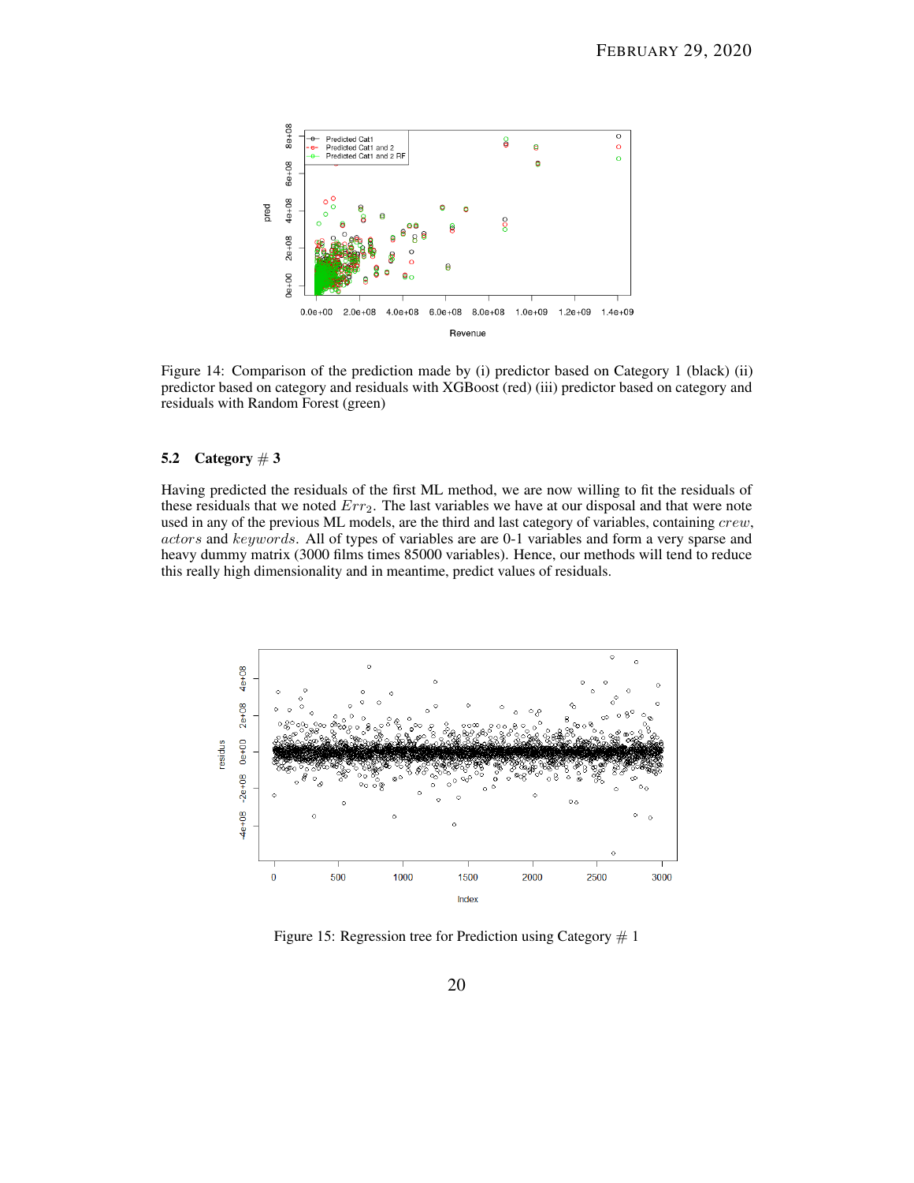Figure 14: Comparison of the prediction made by (i) predictor based on Category 1 (black) (ii) predictor based on category and residuals with XGBoost (red) (iii) predictor based on category and residuals with Random Forest (green)

### 5.2 Category # 3

Having predicted the residuals of the first ML method, we are now willing to fit the residuals of these residuals that we noted $Err_2$. The last variables we have at our disposal and that were note used in any of the previous ML models, are the third and last category of variables, containing $crew$, $actors$ and $keywords$. All of types of variables are are 0-1 variables and form a very sparse and heavy dummy matrix (3000 films times 85000 variables). Hence, our methods will tend to reduce this really high dimensionality and in meantime, predict values of residuals.

Figure 15: Regression tree for Prediction using Category # 1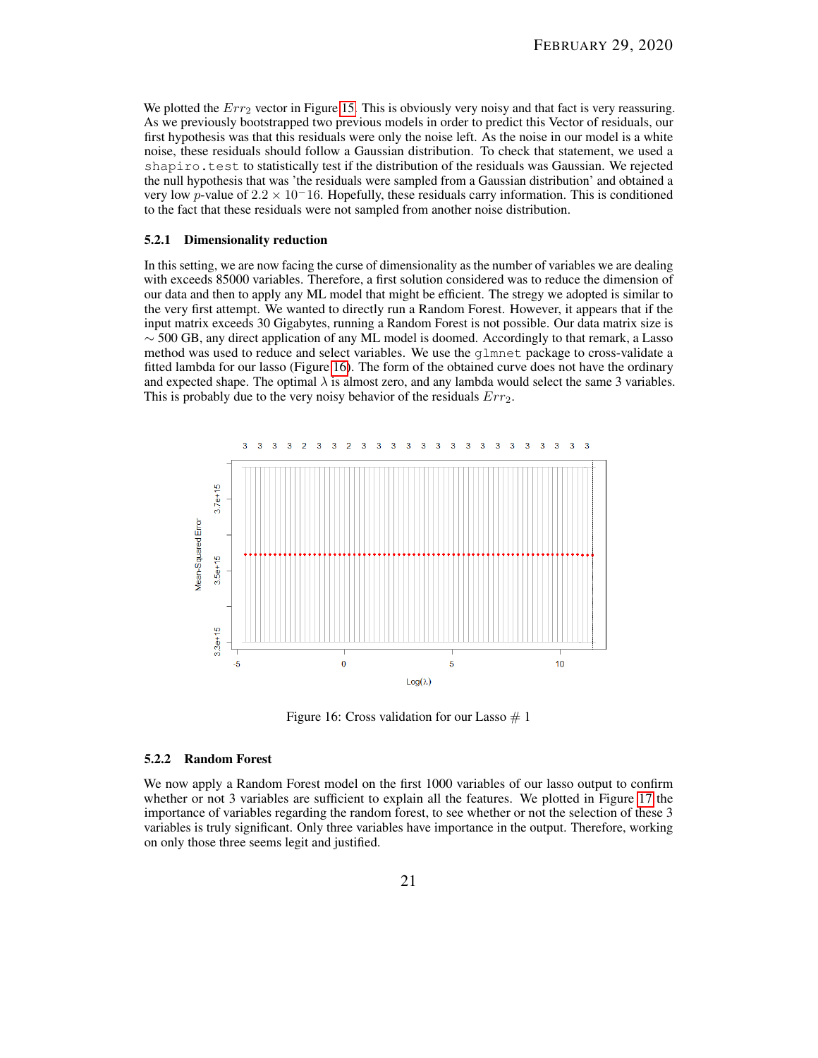We plotted the $Err_2$ vector in Figure 15. This is obviously very noisy and that fact is very reassuring. As we previously bootstrapped two previous models in order to predict this Vector of residuals, our first hypothesis was that this residuals were only the noise left. As the noise in our model is a white noise, these residuals should follow a Gaussian distribution. To check that statement, we used a `shapiro.test` to statistically test if the distribution of the residuals was Gaussian. We rejected the null hypothesis that was 'the residuals were sampled from a Gaussian distribution' and obtained a very low $p$-value of $2.2 \times 10^{-}16$. Hopefully, these residuals carry information. This is conditioned to the fact that these residuals were not sampled from another noise distribution.

### 5.2.1 Dimensionality reduction

In this setting, we are now facing the curse of dimensionality as the number of variables we are dealing with exceeds 85000 variables. Therefore, a first solution considered was to reduce the dimension of our data and then to apply any ML model that might be efficient. The stregy we adopted is similar to the very first attempt. We wanted to directly run a Random Forest. However, it appears that if the input matrix exceeds 30 Gigabytes, running a Random Forest is not possible. Our data matrix size is $\sim$ 500 GB, any direct application of any ML model is doomed. Accordingly to that remark, a Lasso method was used to reduce and select variables. We use the `glmnet` package to cross-validate a fitted lambda for our lasso (Figure 16). The form of the obtained curve does not have the ordinary and expected shape. The optimal $\lambda$ is almost zero, and any lambda would select the same 3 variables. This is probably due to the very noisy behavior of the residuals $Err_2$.

Figure 16: Cross validation for our Lasso # 1

### 5.2.2 Random Forest

We now apply a Random Forest model on the first 1000 variables of our lasso output to confirm whether or not 3 variables are sufficient to explain all the features. We plotted in Figure 17 the importance of variables regarding the random forest, to see whether or not the selection of these 3 variables is truly significant. Only three variables have importance in the output. Therefore, working on only those three seems legit and justified.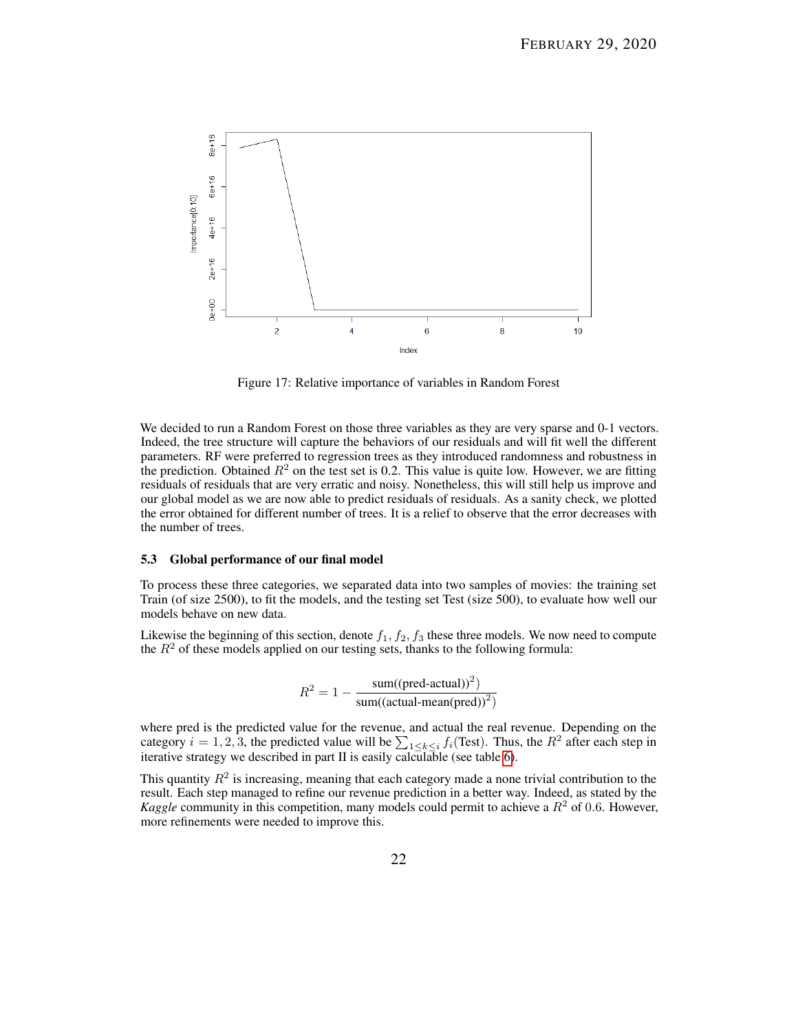Figure 17: Relative importance of variables in Random Forest

We decided to run a Random Forest on those three variables as they are very sparse and 0-1 vectors. Indeed, the tree structure will capture the behaviors of our residuals and will fit well the different parameters. RF were preferred to regression trees as they introduced randomness and robustness in the prediction. Obtained $R^2$ on the test set is 0.2. This value is quite low. However, we are fitting residuals of residuals that are very erratic and noisy. Nonetheless, this will still help us improve and our global model as we are now able to predict residuals of residuals. As a sanity check, we plotted the error obtained for different number of trees. It is a relief to observe that the error decreases with the number of trees.

### 5.3 Global performance of our final model

To process these three categories, we separated data into two samples of movies: the training set Train (of size 2500), to fit the models, and the testing set Test (size 500), to evaluate how well our models behave on new data.

Likewise the beginning of this section, denote $f_1, f_2, f_3$ these three models. We now need to compute the $R^2$ of these models applied on our testing sets, thanks to the following formula:

$$R^2 = 1 - \frac{\text{sum}((\text{pred-actual})^2)}{\text{sum}((\text{actual-mean(pred)})^2)}$$

where pred is the predicted value for the revenue, and actual the real revenue. Depending on the category $i = 1, 2, 3$, the predicted value will be $\sum_{1 \leq k \leq i} f_i(\text{Test})$. Thus, the $R^2$ after each step in iterative strategy we described in part II is easily calculable (see table 6).

This quantity $R^2$ is increasing, meaning that each category made a none trivial contribution to the result. Each step managed to refine our revenue prediction in a better way. Indeed, as stated by the *Kaggle* community in this competition, many models could permit to achieve a $R^2$ of 0.6. However, more refinements were needed to improve this.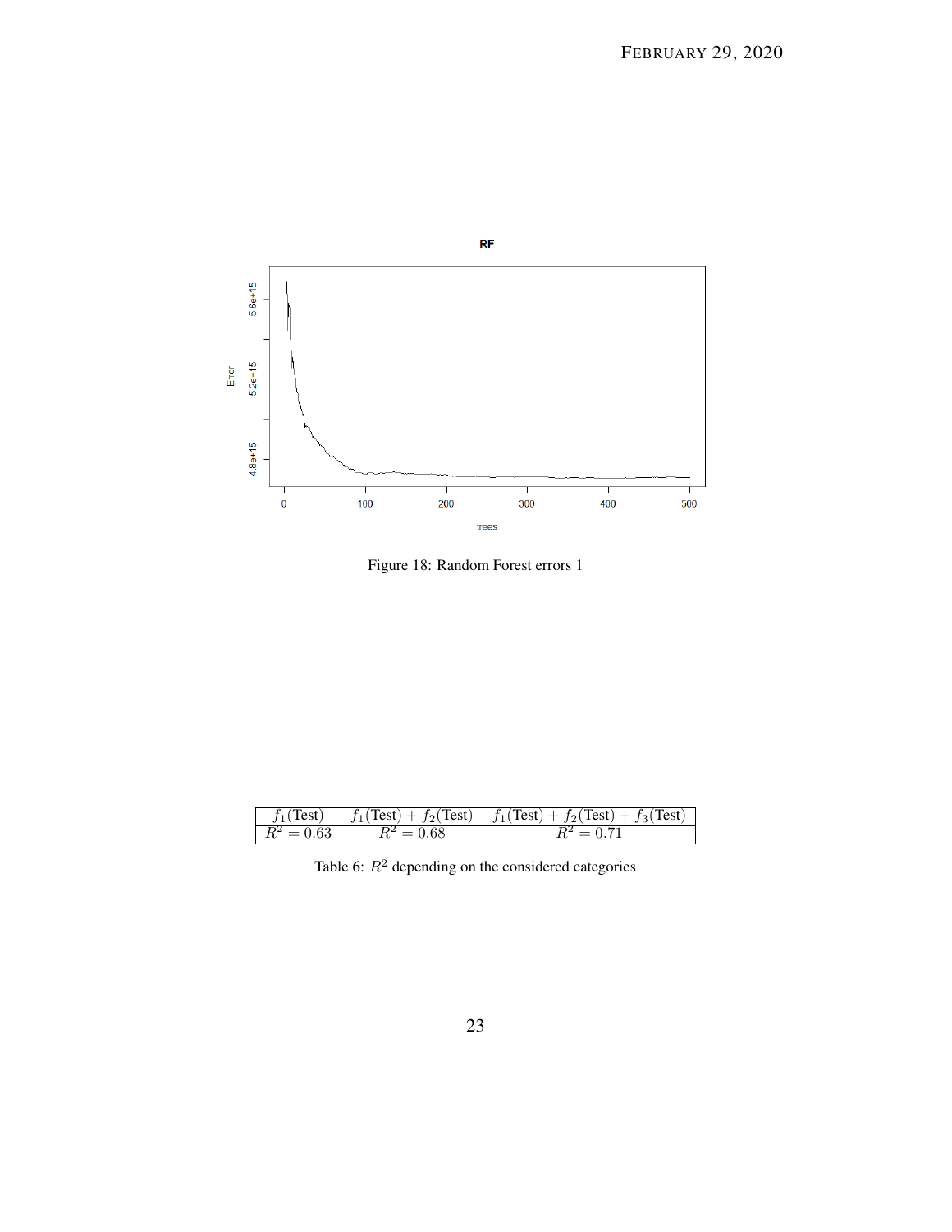Figure 18: Random Forest errors 1

| $f_1(\text{Test})$ | $f_1(\text{Test}) + f_2(\text{Test})$ | $f_1(\text{Test}) + f_2(\text{Test}) + f_3(\text{Test})$ |
|---|---|---|
| $R^2 = 0.63$ | $R^2 = 0.68$ | $R^2 = 0.71$ |

Table 6: $R^2$ depending on the considered categories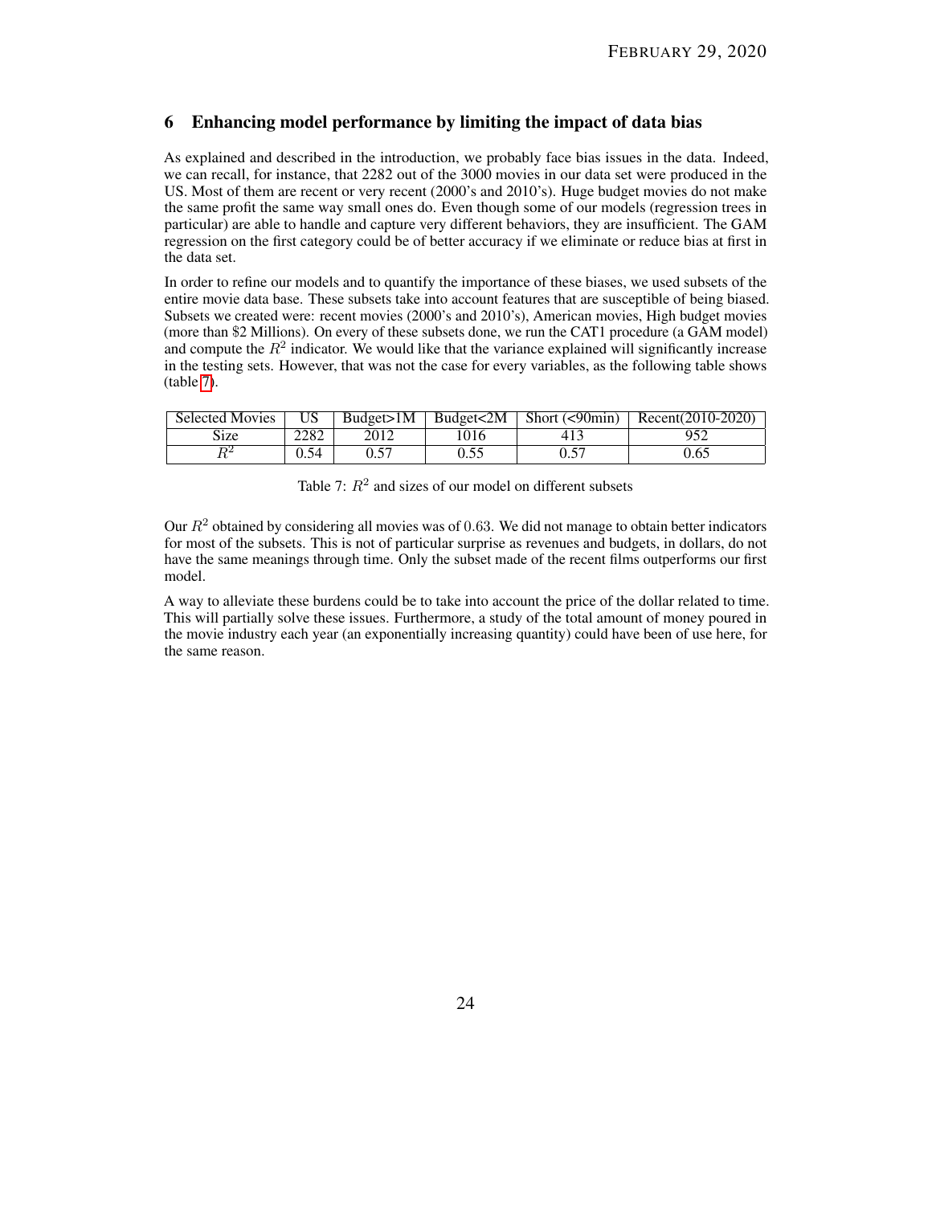## 6 Enhancing model performance by limiting the impact of data bias

As explained and described in the introduction, we probably face bias issues in the data. Indeed, we can recall, for instance, that 2282 out of the 3000 movies in our data set were produced in the US. Most of them are recent or very recent (2000's and 2010's). Huge budget movies do not make the same profit the same way small ones do. Even though some of our models (regression trees in particular) are able to handle and capture very different behaviors, they are insufficient. The GAM regression on the first category could be of better accuracy if we eliminate or reduce bias at first in the data set.

In order to refine our models and to quantify the importance of these biases, we used subsets of the entire movie data base. These subsets take into account features that are susceptible of being biased. Subsets we created were: recent movies (2000's and 2010's), American movies, High budget movies (more than \$2 Millions). On every of these subsets done, we run the CAT1 procedure (a GAM model) and compute the $R^2$ indicator. We would like that the variance explained will significantly increase in the testing sets. However, that was not the case for every variables, as the following table shows (table 7).

| Selected Movies | US | Budget>1M | Budget<2M | Short (<90min) | Recent(2010-2020) |
|---|---|---|---|---|---|
| Size | 2282 | 2012 | 1016 | 413 | 952 |
| $R^2$ | 0.54 | 0.57 | 0.55 | 0.57 | 0.65 |

Table 7: $R^2$ and sizes of our model on different subsets

Our $R^2$ obtained by considering all movies was of $0.63$. We did not manage to obtain better indicators for most of the subsets. This is not of particular surprise as revenues and budgets, in dollars, do not have the same meanings through time. Only the subset made of the recent films outperforms our first model.

A way to alleviate these burdens could be to take into account the price of the dollar related to time. This will partially solve these issues. Furthermore, a study of the total amount of money poured in the movie industry each year (an exponentially increasing quantity) could have been of use here, for the same reason.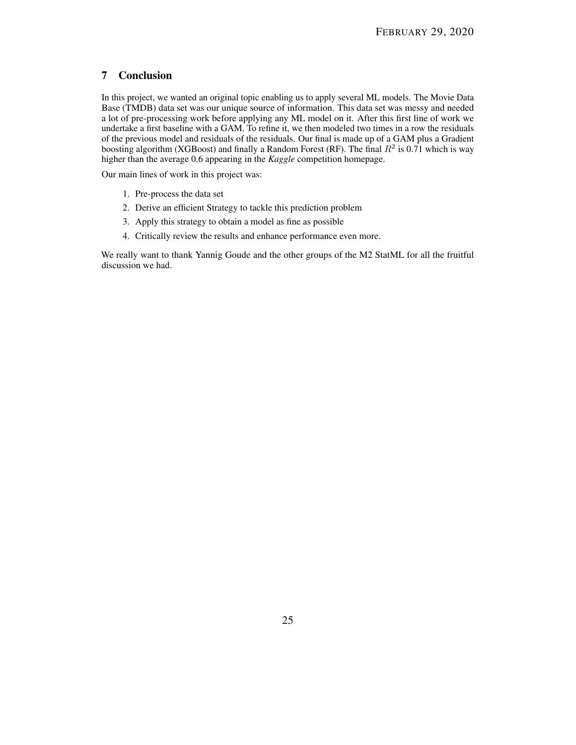## 7 Conclusion

In this project, we wanted an original topic enabling us to apply several ML models. The Movie Data Base (TMDB) data set was our unique source of information. This data set was messy and needed a lot of pre-processing work before applying any ML model on it. After this first line of work we undertake a first baseline with a GAM. To refine it, we then modeled two times in a row the residuals of the previous model and residuals of the residuals. Our final is made up of a GAM plus a Gradient boosting algorithm (XGBoost) and finally a Random Forest (RF). The final $R^2$ is 0.71 which is way higher than the average 0.6 appearing in the *Kaggle* competition homepage.

Our main lines of work in this project was:

1. Pre-process the data set
2. Derive an efficient Strategy to tackle this prediction problem
3. Apply this strategy to obtain a model as fine as possible
4. Critically review the results and enhance performance even more.

We really want to thank Yannig Goude and the other groups of the M2 StatML for all the fruitful discussion we had.